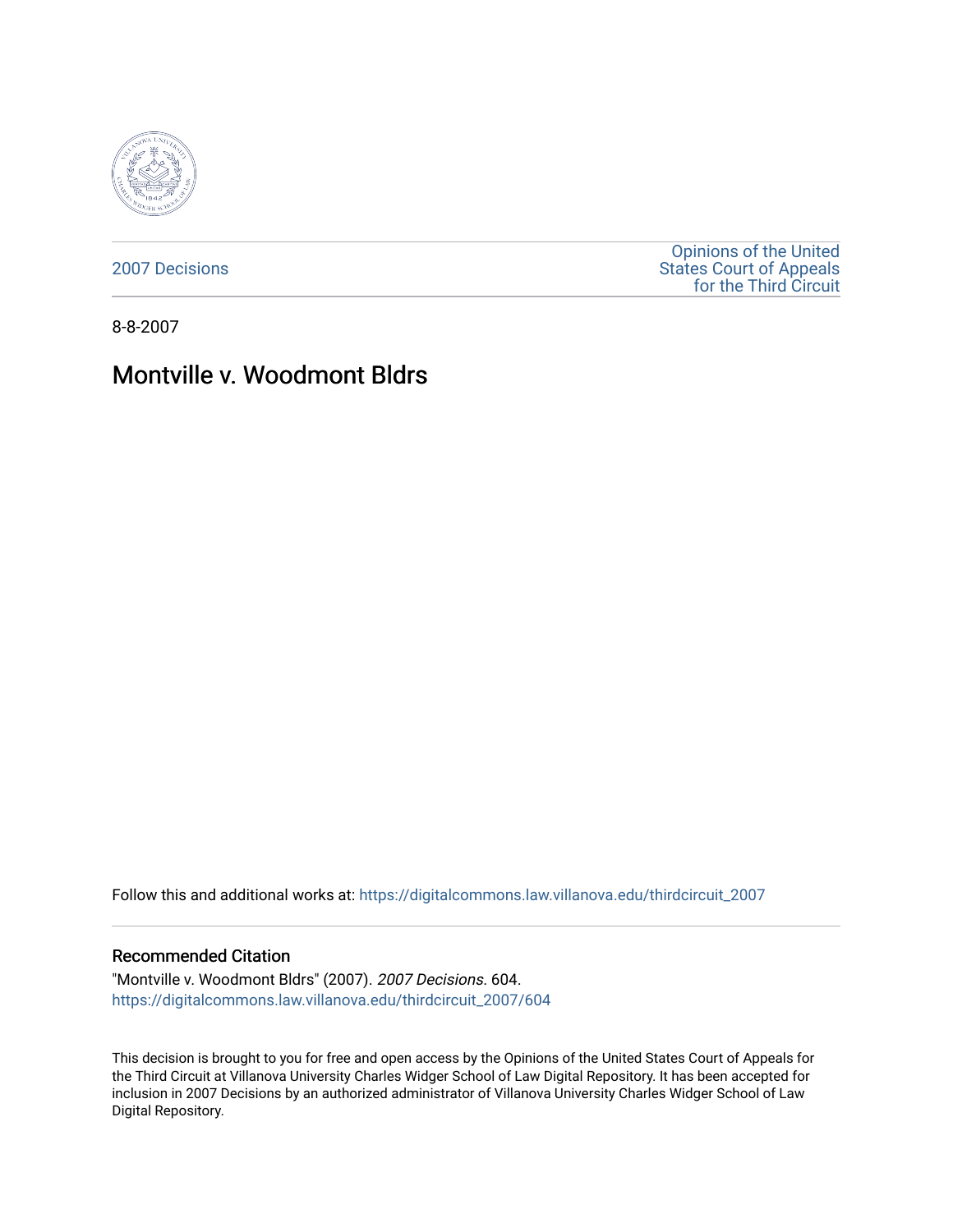2007 Decisions

Opinions of the United States Court of Appeals for the Third Circuit

8-8-2007

# Montville v. Woodmont Bldrs

Follow this and additional works at: https://digitalcommons.law.villanova.edu/thirdcircuit_2007

## Recommended Citation

"Montville v. Woodmont Bldrs" (2007). *2007 Decisions*. 604.
https://digitalcommons.law.villanova.edu/thirdcircuit_2007/604

This decision is brought to you for free and open access by the Opinions of the United States Court of Appeals for the Third Circuit at Villanova University Charles Widger School of Law Digital Repository. It has been accepted for inclusion in 2007 Decisions by an authorized administrator of Villanova University Charles Widger School of Law Digital Repository.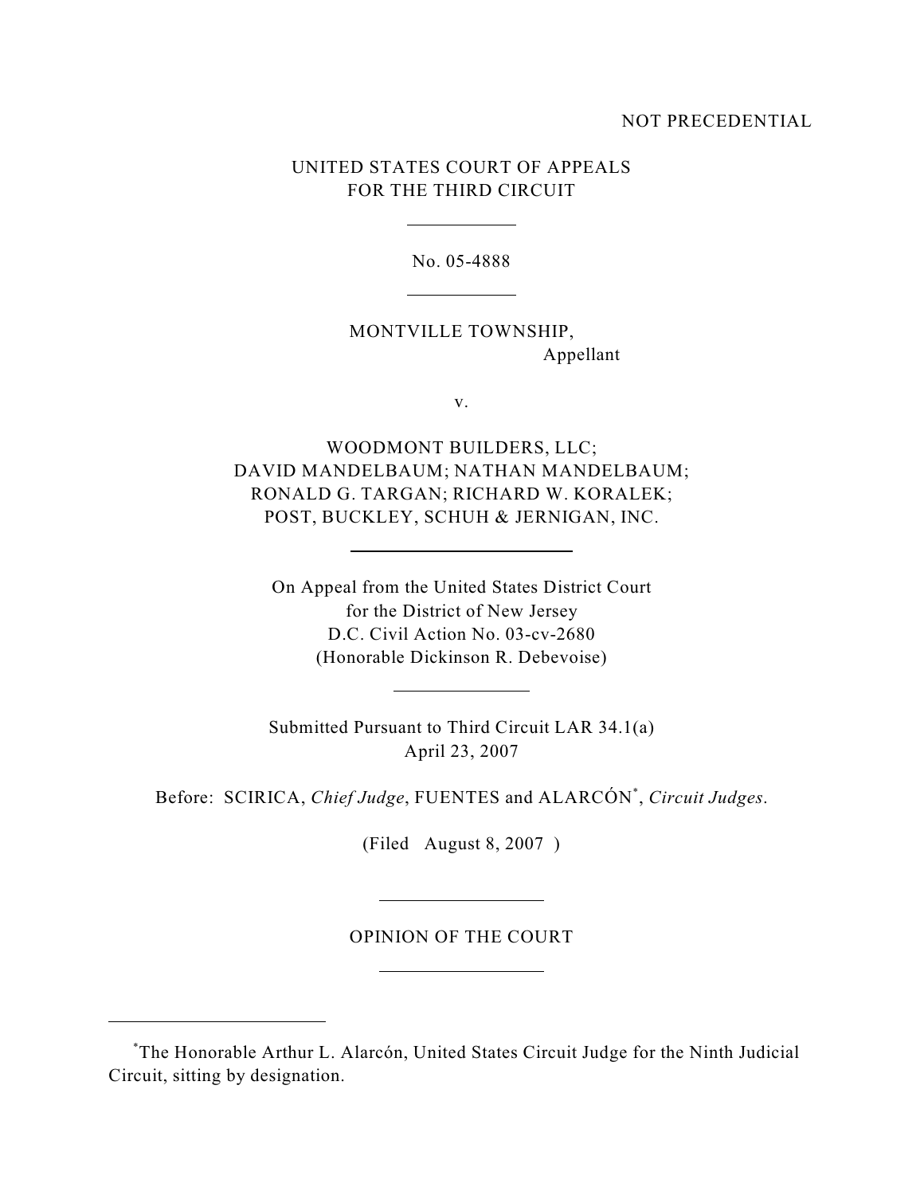NOT PRECEDENTIAL

UNITED STATES COURT OF APPEALS
FOR THE THIRD CIRCUIT

---

No. 05-4888

---

MONTVILLE TOWNSHIP,
Appellant

v.

WOODMONT BUILDERS, LLC;
DAVID MANDELBAUM; NATHAN MANDELBAUM;
RONALD G. TARGAN; RICHARD W. KORALEK;
POST, BUCKLEY, SCHUH & JERNIGAN, INC.

---

On Appeal from the United States District Court
for the District of New Jersey
D.C. Civil Action No. 03-cv-2680
(Honorable Dickinson R. Debevoise)

---

Submitted Pursuant to Third Circuit LAR 34.1(a)
April 23, 2007

Before: SCIRICA, *Chief Judge*, FUENTES and ALARCÓN[*], *Circuit Judges*.

(Filed August 8, 2007 )

---

OPINION OF THE COURT

---

[*]The Honorable Arthur L. Alarcón, United States Circuit Judge for the Ninth Judicial Circuit, sitting by designation.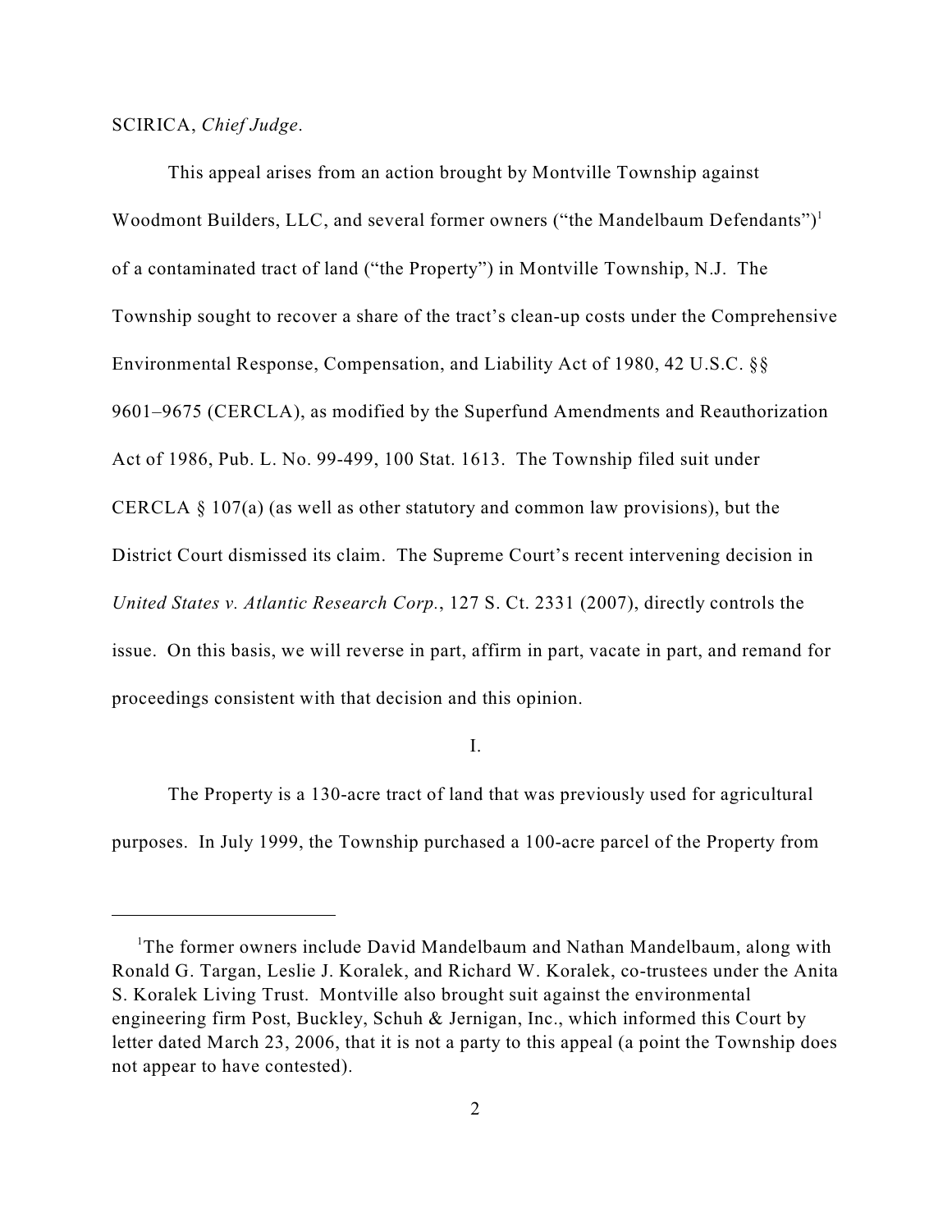SCIRICA, *Chief Judge*.

This appeal arises from an action brought by Montville Township against Woodmont Builders, LLC, and several former owners ("the Mandelbaum Defendants")[1] of a contaminated tract of land ("the Property") in Montville Township, N.J. The Township sought to recover a share of the tract's clean-up costs under the Comprehensive Environmental Response, Compensation, and Liability Act of 1980, 42 U.S.C. §§ 9601–9675 (CERCLA), as modified by the Superfund Amendments and Reauthorization Act of 1986, Pub. L. No. 99-499, 100 Stat. 1613. The Township filed suit under CERCLA § 107(a) (as well as other statutory and common law provisions), but the District Court dismissed its claim. The Supreme Court's recent intervening decision in *United States v. Atlantic Research Corp.*, 127 S. Ct. 2331 (2007), directly controls the issue. On this basis, we will reverse in part, affirm in part, vacate in part, and remand for proceedings consistent with that decision and this opinion.

## I.

The Property is a 130-acre tract of land that was previously used for agricultural purposes. In July 1999, the Township purchased a 100-acre parcel of the Property from

[1] The former owners include David Mandelbaum and Nathan Mandelbaum, along with Ronald G. Targan, Leslie J. Koralek, and Richard W. Koralek, co-trustees under the Anita S. Koralek Living Trust. Montville also brought suit against the environmental engineering firm Post, Buckley, Schuh & Jernigan, Inc., which informed this Court by letter dated March 23, 2006, that it is not a party to this appeal (a point the Township does not appear to have contested).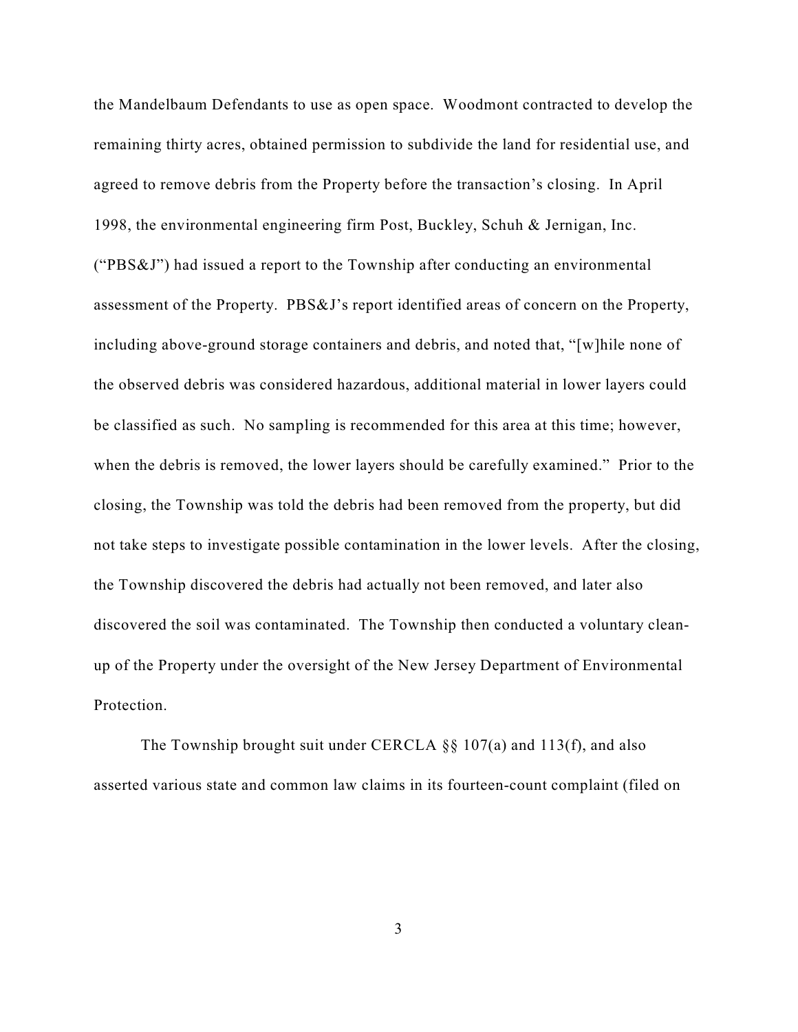the Mandelbaum Defendants to use as open space. Woodmont contracted to develop the remaining thirty acres, obtained permission to subdivide the land for residential use, and agreed to remove debris from the Property before the transaction's closing. In April 1998, the environmental engineering firm Post, Buckley, Schuh & Jernigan, Inc. ("PBS&J") had issued a report to the Township after conducting an environmental assessment of the Property. PBS&J's report identified areas of concern on the Property, including above-ground storage containers and debris, and noted that, "[w]hile none of the observed debris was considered hazardous, additional material in lower layers could be classified as such. No sampling is recommended for this area at this time; however, when the debris is removed, the lower layers should be carefully examined." Prior to the closing, the Township was told the debris had been removed from the property, but did not take steps to investigate possible contamination in the lower levels. After the closing, the Township discovered the debris had actually not been removed, and later also discovered the soil was contaminated. The Township then conducted a voluntary clean-up of the Property under the oversight of the New Jersey Department of Environmental Protection.

The Township brought suit under CERCLA §§ 107(a) and 113(f), and also asserted various state and common law claims in its fourteen-count complaint (filed on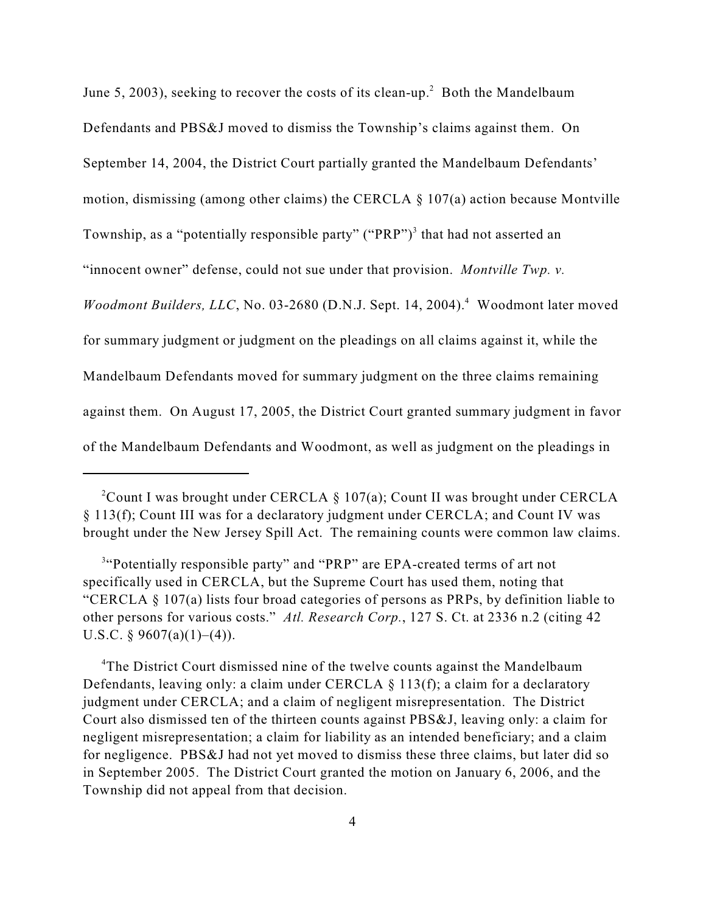June 5, 2003), seeking to recover the costs of its clean-up.[2] Both the Mandelbaum Defendants and PBS&J moved to dismiss the Township's claims against them. On September 14, 2004, the District Court partially granted the Mandelbaum Defendants' motion, dismissing (among other claims) the CERCLA § 107(a) action because Montville Township, as a "potentially responsible party" ("PRP")[3] that had not asserted an "innocent owner" defense, could not sue under that provision. *Montville Twp. v. Woodmont Builders, LLC*, No. 03-2680 (D.N.J. Sept. 14, 2004).[4] Woodmont later moved for summary judgment or judgment on the pleadings on all claims against it, while the Mandelbaum Defendants moved for summary judgment on the three claims remaining against them. On August 17, 2005, the District Court granted summary judgment in favor of the Mandelbaum Defendants and Woodmont, as well as judgment on the pleadings in

---

[2] Count I was brought under CERCLA § 107(a); Count II was brought under CERCLA § 113(f); Count III was for a declaratory judgment under CERCLA; and Count IV was brought under the New Jersey Spill Act. The remaining counts were common law claims.

[3] "Potentially responsible party" and "PRP" are EPA-created terms of art not specifically used in CERCLA, but the Supreme Court has used them, noting that "CERCLA § 107(a) lists four broad categories of persons as PRPs, by definition liable to other persons for various costs." *Atl. Research Corp.*, 127 S. Ct. at 2336 n.2 (citing 42 U.S.C. § 9607(a)(1)–(4)).

[4] The District Court dismissed nine of the twelve counts against the Mandelbaum Defendants, leaving only: a claim under CERCLA § 113(f); a claim for a declaratory judgment under CERCLA; and a claim of negligent misrepresentation. The District Court also dismissed ten of the thirteen counts against PBS&J, leaving only: a claim for negligent misrepresentation; a claim for liability as an intended beneficiary; and a claim for negligence. PBS&J had not yet moved to dismiss these three claims, but later did so in September 2005. The District Court granted the motion on January 6, 2006, and the Township did not appeal from that decision.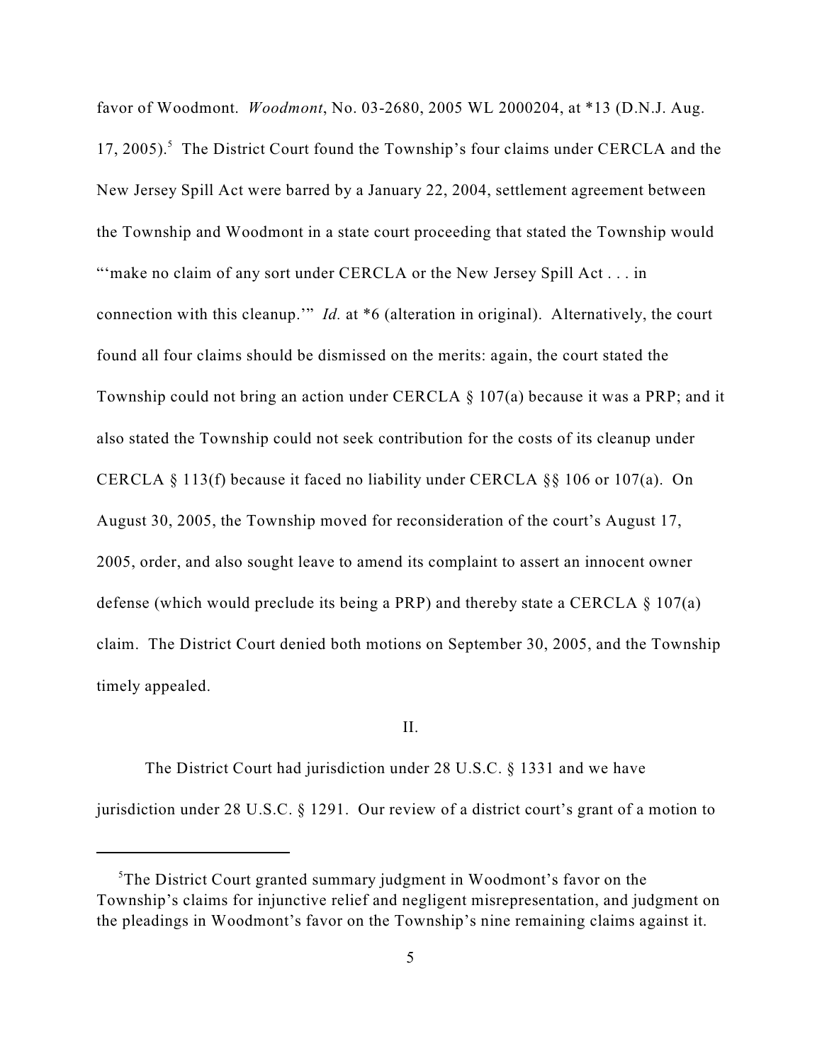favor of Woodmont. *Woodmont*, No. 03-2680, 2005 WL 2000204, at *13 (D.N.J. Aug. 17, 2005).[5] The District Court found the Township's four claims under CERCLA and the New Jersey Spill Act were barred by a January 22, 2004, settlement agreement between the Township and Woodmont in a state court proceeding that stated the Township would "'make no claim of any sort under CERCLA or the New Jersey Spill Act . . . in connection with this cleanup.'" *Id.* at *6 (alteration in original). Alternatively, the court found all four claims should be dismissed on the merits: again, the court stated the Township could not bring an action under CERCLA § 107(a) because it was a PRP; and it also stated the Township could not seek contribution for the costs of its cleanup under CERCLA § 113(f) because it faced no liability under CERCLA §§ 106 or 107(a). On August 30, 2005, the Township moved for reconsideration of the court's August 17, 2005, order, and also sought leave to amend its complaint to assert an innocent owner defense (which would preclude its being a PRP) and thereby state a CERCLA § 107(a) claim. The District Court denied both motions on September 30, 2005, and the Township timely appealed.

## II.

The District Court had jurisdiction under 28 U.S.C. § 1331 and we have jurisdiction under 28 U.S.C. § 1291. Our review of a district court's grant of a motion to

---

[5]The District Court granted summary judgment in Woodmont's favor on the Township's claims for injunctive relief and negligent misrepresentation, and judgment on the pleadings in Woodmont's favor on the Township's nine remaining claims against it.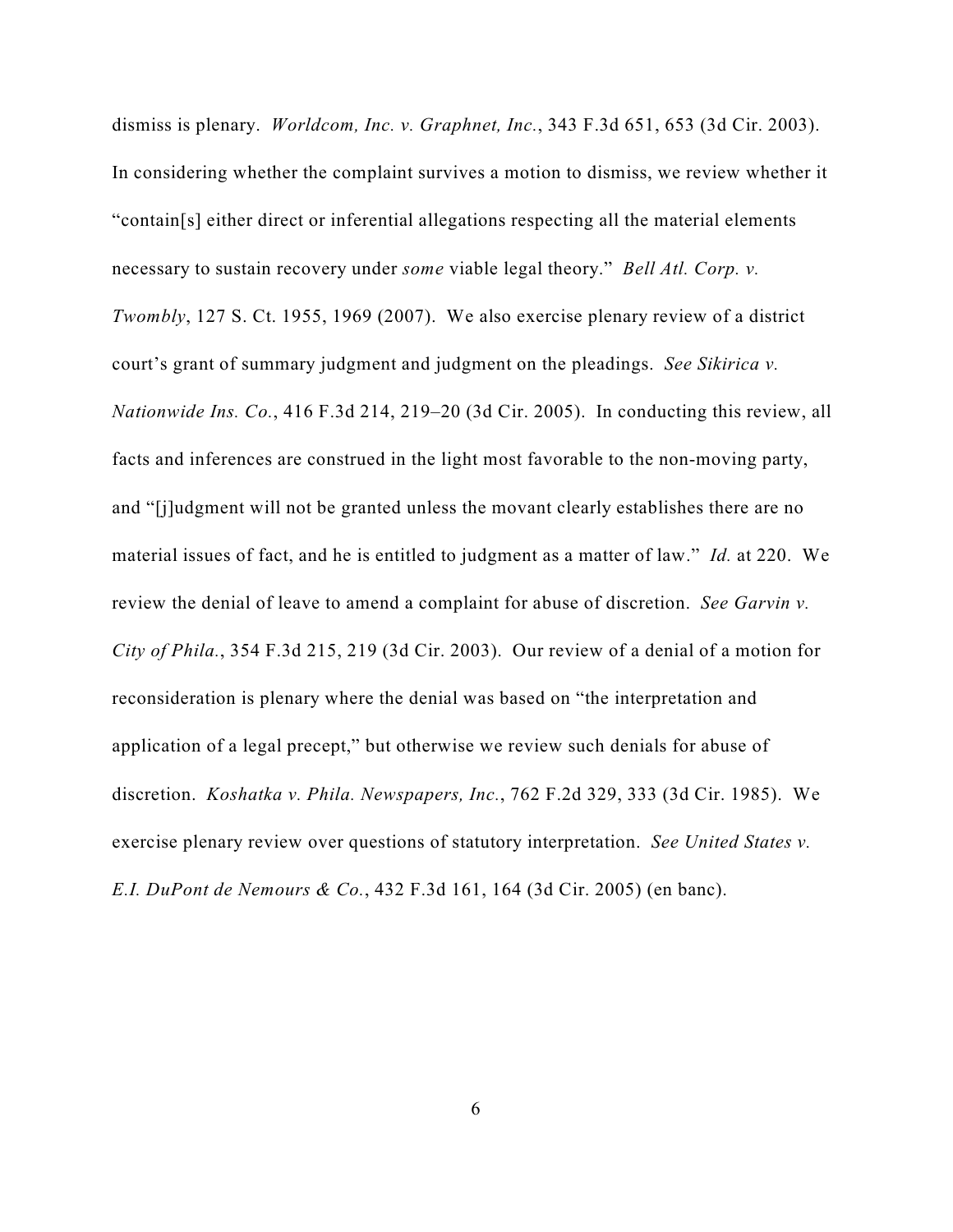dismiss is plenary. *Worldcom, Inc. v. Graphnet, Inc.*, 343 F.3d 651, 653 (3d Cir. 2003). In considering whether the complaint survives a motion to dismiss, we review whether it "contain[s] either direct or inferential allegations respecting all the material elements necessary to sustain recovery under *some* viable legal theory." *Bell Atl. Corp. v. Twombly*, 127 S. Ct. 1955, 1969 (2007). We also exercise plenary review of a district court's grant of summary judgment and judgment on the pleadings. *See Sikirica v. Nationwide Ins. Co.*, 416 F.3d 214, 219–20 (3d Cir. 2005). In conducting this review, all facts and inferences are construed in the light most favorable to the non-moving party, and "[j]udgment will not be granted unless the movant clearly establishes there are no material issues of fact, and he is entitled to judgment as a matter of law." *Id.* at 220. We review the denial of leave to amend a complaint for abuse of discretion. *See Garvin v. City of Phila.*, 354 F.3d 215, 219 (3d Cir. 2003). Our review of a denial of a motion for reconsideration is plenary where the denial was based on "the interpretation and application of a legal precept," but otherwise we review such denials for abuse of discretion. *Koshatka v. Phila. Newspapers, Inc.*, 762 F.2d 329, 333 (3d Cir. 1985). We exercise plenary review over questions of statutory interpretation. *See United States v. E.I. DuPont de Nemours & Co.*, 432 F.3d 161, 164 (3d Cir. 2005) (en banc).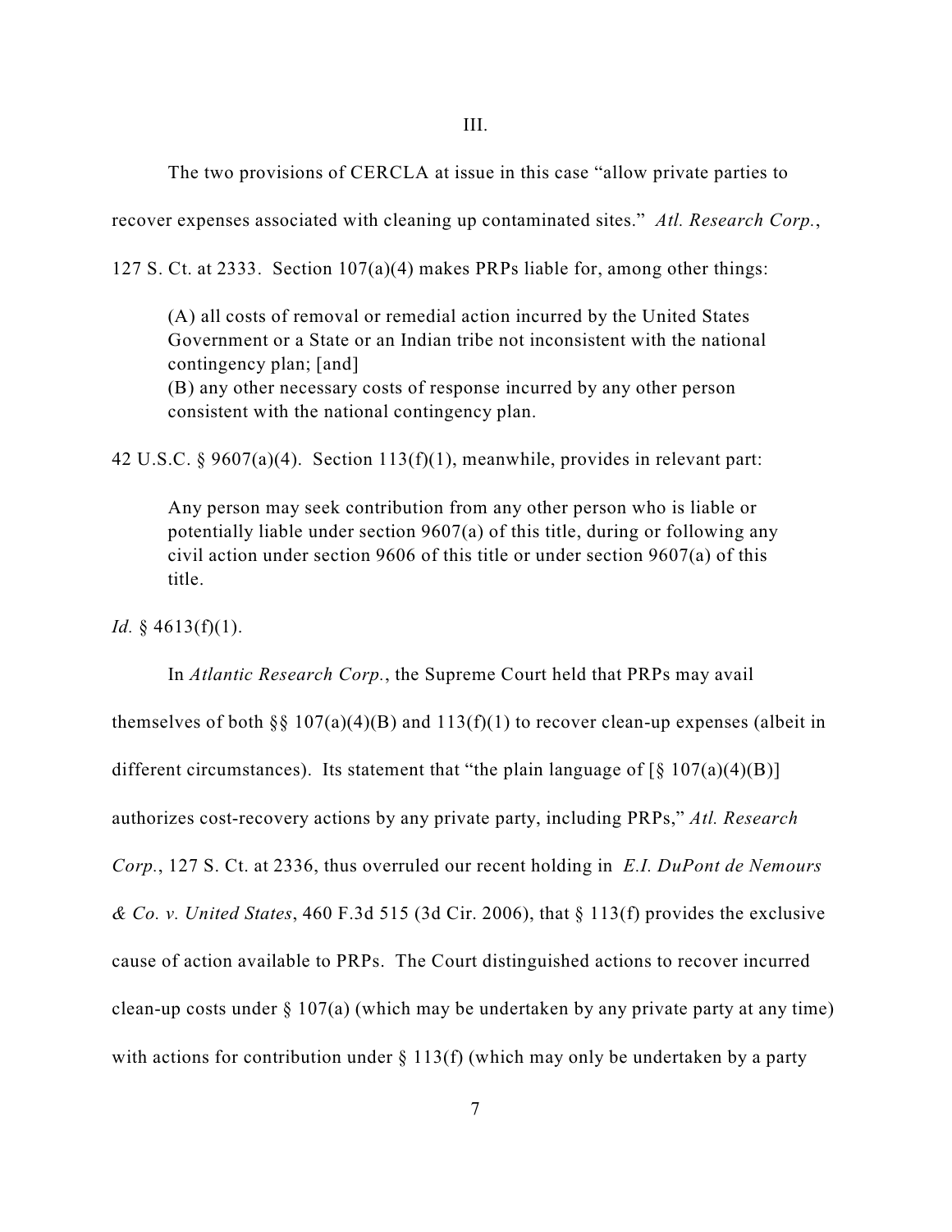III.

The two provisions of CERCLA at issue in this case "allow private parties to recover expenses associated with cleaning up contaminated sites." *Atl. Research Corp.*, 127 S. Ct. at 2333. Section 107(a)(4) makes PRPs liable for, among other things:

> (A) all costs of removal or remedial action incurred by the United States Government or a State or an Indian tribe not inconsistent with the national contingency plan; [and]
> (B) any other necessary costs of response incurred by any other person consistent with the national contingency plan.

42 U.S.C. § 9607(a)(4). Section 113(f)(1), meanwhile, provides in relevant part:

> Any person may seek contribution from any other person who is liable or potentially liable under section 9607(a) of this title, during or following any civil action under section 9606 of this title or under section 9607(a) of this title.

*Id.* § 4613(f)(1).

In *Atlantic Research Corp.*, the Supreme Court held that PRPs may avail themselves of both §§ 107(a)(4)(B) and 113(f)(1) to recover clean-up expenses (albeit in different circumstances). Its statement that "the plain language of [§ 107(a)(4)(B)] authorizes cost-recovery actions by any private party, including PRPs," *Atl. Research Corp.*, 127 S. Ct. at 2336, thus overruled our recent holding in *E.I. DuPont de Nemours & Co. v. United States*, 460 F.3d 515 (3d Cir. 2006), that § 113(f) provides the exclusive cause of action available to PRPs. The Court distinguished actions to recover incurred clean-up costs under § 107(a) (which may be undertaken by any private party at any time) with actions for contribution under § 113(f) (which may only be undertaken by a party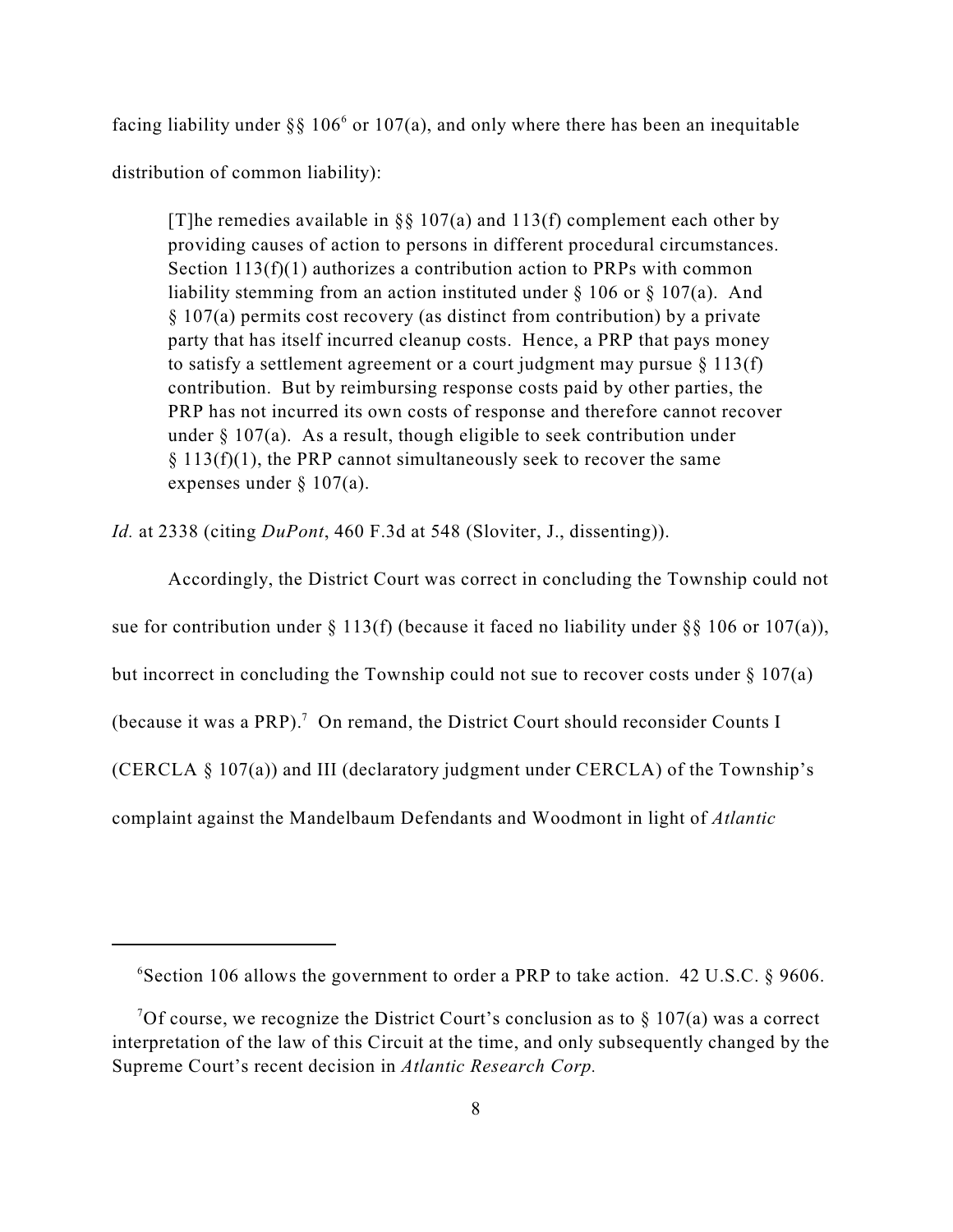facing liability under §§ 106[6] or 107(a), and only where there has been an inequitable distribution of common liability):

> [T]he remedies available in §§ 107(a) and 113(f) complement each other by providing causes of action to persons in different procedural circumstances. Section 113(f)(1) authorizes a contribution action to PRPs with common liability stemming from an action instituted under § 106 or § 107(a). And § 107(a) permits cost recovery (as distinct from contribution) by a private party that has itself incurred cleanup costs. Hence, a PRP that pays money to satisfy a settlement agreement or a court judgment may pursue § 113(f) contribution. But by reimbursing response costs paid by other parties, the PRP has not incurred its own costs of response and therefore cannot recover under § 107(a). As a result, though eligible to seek contribution under § 113(f)(1), the PRP cannot simultaneously seek to recover the same expenses under § 107(a).

*Id.* at 2338 (citing *DuPont*, 460 F.3d at 548 (Sloviter, J., dissenting)).

Accordingly, the District Court was correct in concluding the Township could not sue for contribution under § 113(f) (because it faced no liability under §§ 106 or 107(a)), but incorrect in concluding the Township could not sue to recover costs under § 107(a) (because it was a PRP).[7] On remand, the District Court should reconsider Counts I (CERCLA § 107(a)) and III (declaratory judgment under CERCLA) of the Township's complaint against the Mandelbaum Defendants and Woodmont in light of *Atlantic*

---

[6] Section 106 allows the government to order a PRP to take action. 42 U.S.C. § 9606.

[7] Of course, we recognize the District Court's conclusion as to § 107(a) was a correct interpretation of the law of this Circuit at the time, and only subsequently changed by the Supreme Court's recent decision in *Atlantic Research Corp.*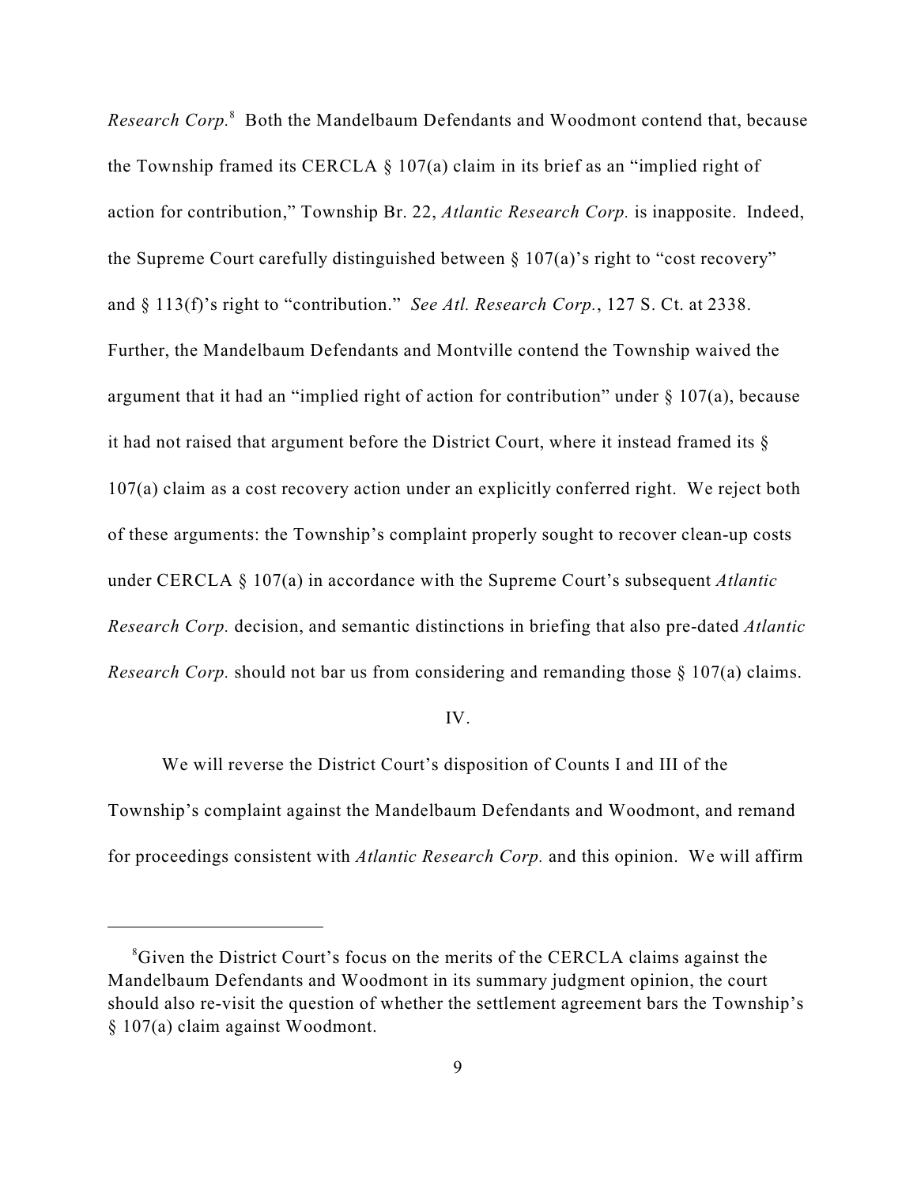*Research Corp.*[8] Both the Mandelbaum Defendants and Woodmont contend that, because the Township framed its CERCLA § 107(a) claim in its brief as an "implied right of action for contribution," Township Br. 22, *Atlantic Research Corp.* is inapposite. Indeed, the Supreme Court carefully distinguished between § 107(a)'s right to "cost recovery" and § 113(f)'s right to "contribution." *See Atl. Research Corp.*, 127 S. Ct. at 2338. Further, the Mandelbaum Defendants and Montville contend the Township waived the argument that it had an "implied right of action for contribution" under § 107(a), because it had not raised that argument before the District Court, where it instead framed its § 107(a) claim as a cost recovery action under an explicitly conferred right. We reject both of these arguments: the Township's complaint properly sought to recover clean-up costs under CERCLA § 107(a) in accordance with the Supreme Court's subsequent *Atlantic Research Corp.* decision, and semantic distinctions in briefing that also pre-dated *Atlantic Research Corp.* should not bar us from considering and remanding those § 107(a) claims.

## IV.

We will reverse the District Court's disposition of Counts I and III of the Township's complaint against the Mandelbaum Defendants and Woodmont, and remand for proceedings consistent with *Atlantic Research Corp.* and this opinion. We will affirm

---

[8] Given the District Court's focus on the merits of the CERCLA claims against the Mandelbaum Defendants and Woodmont in its summary judgment opinion, the court should also re-visit the question of whether the settlement agreement bars the Township's § 107(a) claim against Woodmont.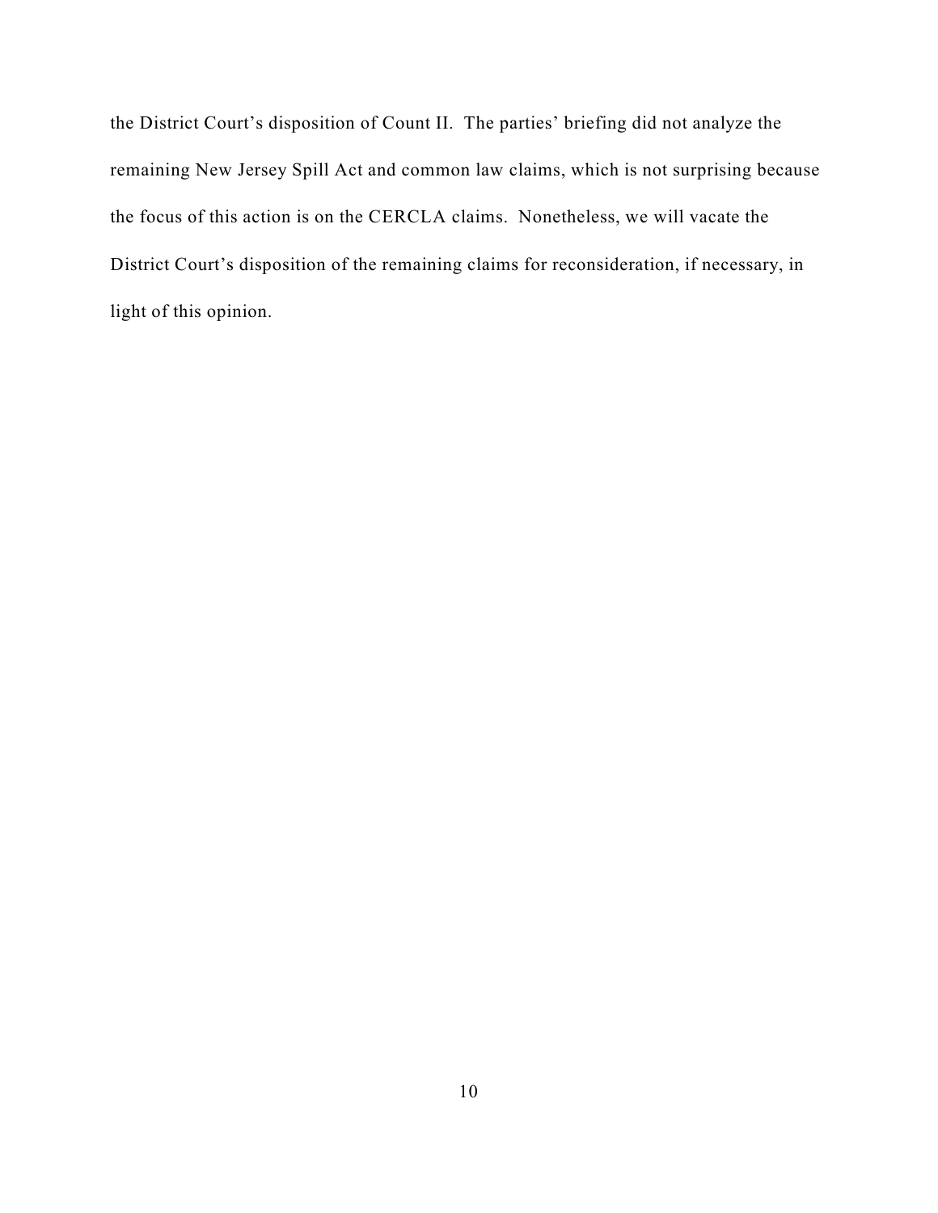the District Court's disposition of Count II. The parties' briefing did not analyze the remaining New Jersey Spill Act and common law claims, which is not surprising because the focus of this action is on the CERCLA claims. Nonetheless, we will vacate the District Court's disposition of the remaining claims for reconsideration, if necessary, in light of this opinion.